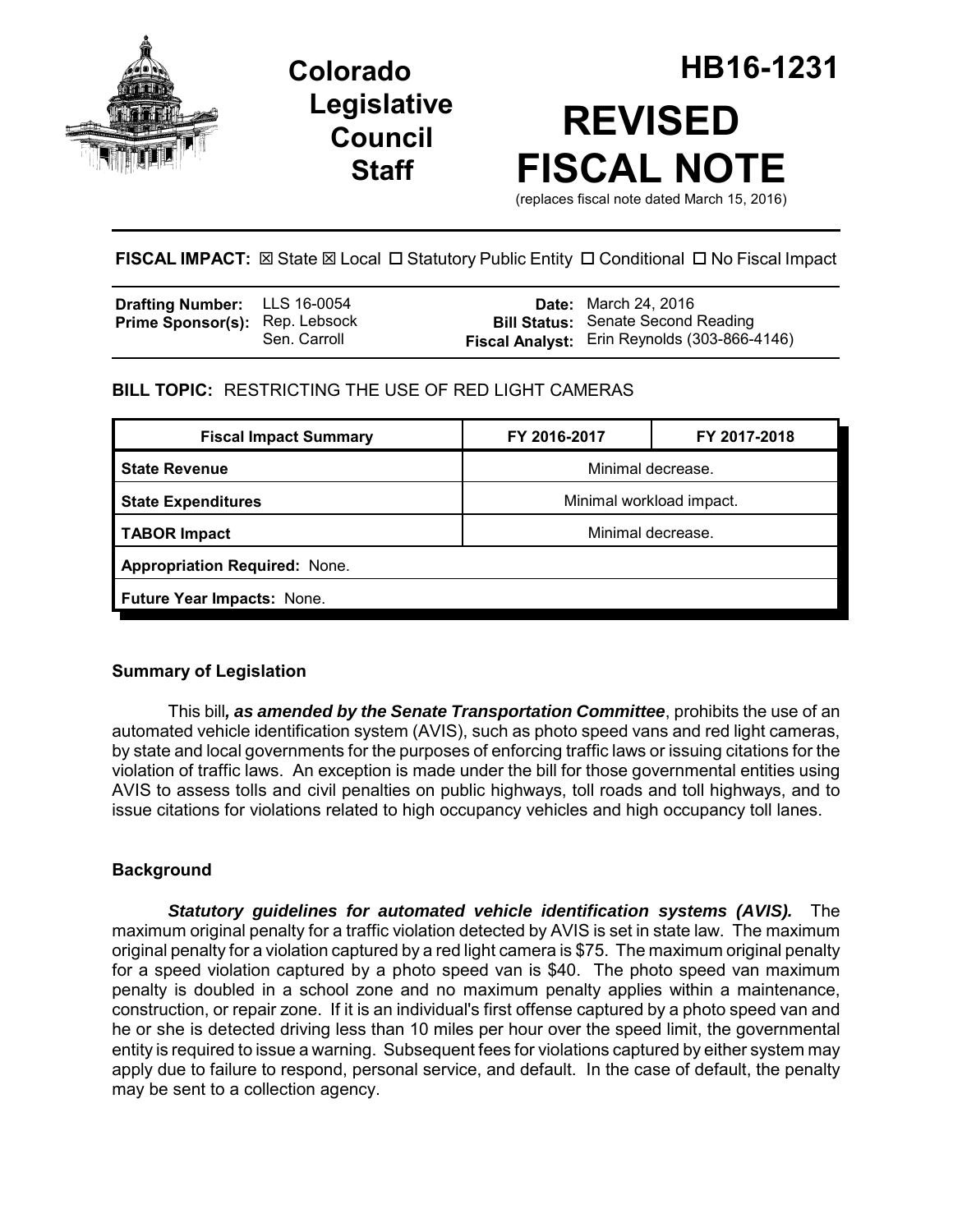# Colorado Legislative Council Staff

# HB16-1231

# REVISED FISCAL NOTE

(replaces fiscal note dated March 15, 2016)

**FISCAL IMPACT:** ☒ State ☒ Local ☐ Statutory Public Entity ☐ Conditional ☐ No Fiscal Impact

| | | | |
|---|---|---|---|
| **Drafting Number:** | LLS 16-0054 | **Date:** | March 24, 2016 |
| **Prime Sponsor(s):** | Rep. Lebsock<br>Sen. Carroll | **Bill Status:** | Senate Second Reading |
| | | **Fiscal Analyst:** | Erin Reynolds (303-866-4146) |

**BILL TOPIC:** RESTRICTING THE USE OF RED LIGHT CAMERAS

| Fiscal Impact Summary | FY 2016-2017 | FY 2017-2018 |
|---|---|---|
| **State Revenue** | Minimal decrease. | |
| **State Expenditures** | Minimal workload impact. | |
| **TABOR Impact** | Minimal decrease. | |
| **Appropriation Required:** None. | | |
| **Future Year Impacts:** None. | | |

## Summary of Legislation

This bill***, as amended by the Senate Transportation Committee***, prohibits the use of an automated vehicle identification system (AVIS), such as photo speed vans and red light cameras, by state and local governments for the purposes of enforcing traffic laws or issuing citations for the violation of traffic laws. An exception is made under the bill for those governmental entities using AVIS to assess tolls and civil penalties on public highways, toll roads and toll highways, and to issue citations for violations related to high occupancy vehicles and high occupancy toll lanes.

## Background

***Statutory guidelines for automated vehicle identification systems (AVIS).*** The maximum original penalty for a traffic violation detected by AVIS is set in state law. The maximum original penalty for a violation captured by a red light camera is $75. The maximum original penalty for a speed violation captured by a photo speed van is $40. The photo speed van maximum penalty is doubled in a school zone and no maximum penalty applies within a maintenance, construction, or repair zone. If it is an individual's first offense captured by a photo speed van and he or she is detected driving less than 10 miles per hour over the speed limit, the governmental entity is required to issue a warning. Subsequent fees for violations captured by either system may apply due to failure to respond, personal service, and default. In the case of default, the penalty may be sent to a collection agency.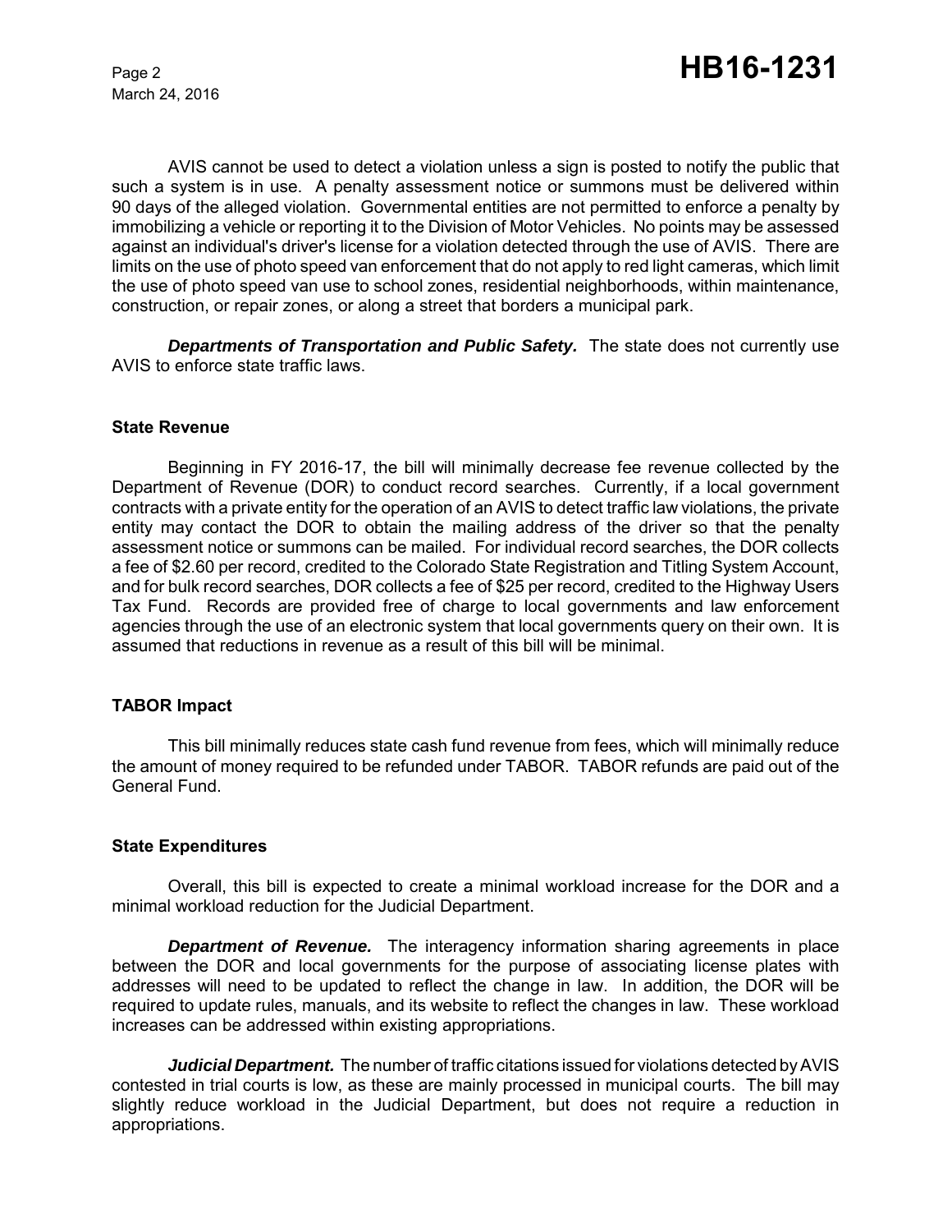AVIS cannot be used to detect a violation unless a sign is posted to notify the public that such a system is in use. A penalty assessment notice or summons must be delivered within 90 days of the alleged violation. Governmental entities are not permitted to enforce a penalty by immobilizing a vehicle or reporting it to the Division of Motor Vehicles. No points may be assessed against an individual's driver's license for a violation detected through the use of AVIS. There are limits on the use of photo speed van enforcement that do not apply to red light cameras, which limit the use of photo speed van use to school zones, residential neighborhoods, within maintenance, construction, or repair zones, or along a street that borders a municipal park.

***Departments of Transportation and Public Safety.*** The state does not currently use AVIS to enforce state traffic laws.

## State Revenue

Beginning in FY 2016-17, the bill will minimally decrease fee revenue collected by the Department of Revenue (DOR) to conduct record searches. Currently, if a local government contracts with a private entity for the operation of an AVIS to detect traffic law violations, the private entity may contact the DOR to obtain the mailing address of the driver so that the penalty assessment notice or summons can be mailed. For individual record searches, the DOR collects a fee of $2.60 per record, credited to the Colorado State Registration and Titling System Account, and for bulk record searches, DOR collects a fee of $25 per record, credited to the Highway Users Tax Fund. Records are provided free of charge to local governments and law enforcement agencies through the use of an electronic system that local governments query on their own. It is assumed that reductions in revenue as a result of this bill will be minimal.

## TABOR Impact

This bill minimally reduces state cash fund revenue from fees, which will minimally reduce the amount of money required to be refunded under TABOR. TABOR refunds are paid out of the General Fund.

## State Expenditures

Overall, this bill is expected to create a minimal workload increase for the DOR and a minimal workload reduction for the Judicial Department.

***Department of Revenue.*** The interagency information sharing agreements in place between the DOR and local governments for the purpose of associating license plates with addresses will need to be updated to reflect the change in law. In addition, the DOR will be required to update rules, manuals, and its website to reflect the changes in law. These workload increases can be addressed within existing appropriations.

***Judicial Department.*** The number of traffic citations issued for violations detected by AVIS contested in trial courts is low, as these are mainly processed in municipal courts. The bill may slightly reduce workload in the Judicial Department, but does not require a reduction in appropriations.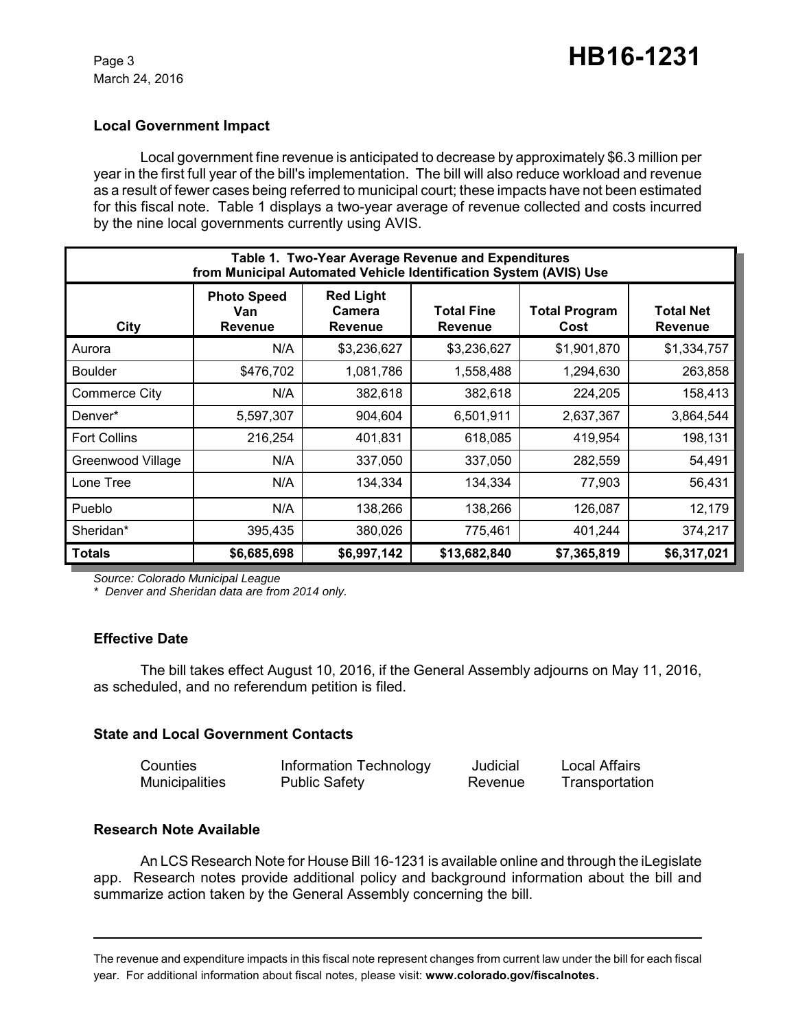### Local Government Impact

Local government fine revenue is anticipated to decrease by approximately $6.3 million per year in the first full year of the bill's implementation. The bill will also reduce workload and revenue as a result of fewer cases being referred to municipal court; these impacts have not been estimated for this fiscal note. Table 1 displays a two-year average of revenue collected and costs incurred by the nine local governments currently using AVIS.

**Table 1. Two-Year Average Revenue and Expenditures from Municipal Automated Vehicle Identification System (AVIS) Use**

| City | Photo Speed Van Revenue | Red Light Camera Revenue | Total Fine Revenue | Total Program Cost | Total Net Revenue |
|---|---|---|---|---|---|
| Aurora | N/A | $3,236,627 | $3,236,627 | $1,901,870 | $1,334,757 |
| Boulder | $476,702 | 1,081,786 | 1,558,488 | 1,294,630 | 263,858 |
| Commerce City | N/A | 382,618 | 382,618 | 224,205 | 158,413 |
| Denver* | 5,597,307 | 904,604 | 6,501,911 | 2,637,367 | 3,864,544 |
| Fort Collins | 216,254 | 401,831 | 618,085 | 419,954 | 198,131 |
| Greenwood Village | N/A | 337,050 | 337,050 | 282,559 | 54,491 |
| Lone Tree | N/A | 134,334 | 134,334 | 77,903 | 56,431 |
| Pueblo | N/A | 138,266 | 138,266 | 126,087 | 12,179 |
| Sheridan* | 395,435 | 380,026 | 775,461 | 401,244 | 374,217 |
| **Totals** | **$6,685,698** | **$6,997,142** | **$13,682,840** | **$7,365,819** | **$6,317,021** |

*Source: Colorado Municipal League*

*\* Denver and Sheridan data are from 2014 only.*

### Effective Date

The bill takes effect August 10, 2016, if the General Assembly adjourns on May 11, 2016, as scheduled, and no referendum petition is filed.

### State and Local Government Contacts

| | | | |
|---|---|---|---|
| Counties | Information Technology | Judicial | Local Affairs |
| Municipalities | Public Safety | Revenue | Transportation |

### Research Note Available

An LCS Research Note for House Bill 16-1231 is available online and through the iLegislate app. Research notes provide additional policy and background information about the bill and summarize action taken by the General Assembly concerning the bill.

---

The revenue and expenditure impacts in this fiscal note represent changes from current law under the bill for each fiscal year. For additional information about fiscal notes, please visit: **www.colorado.gov/fiscalnotes.**